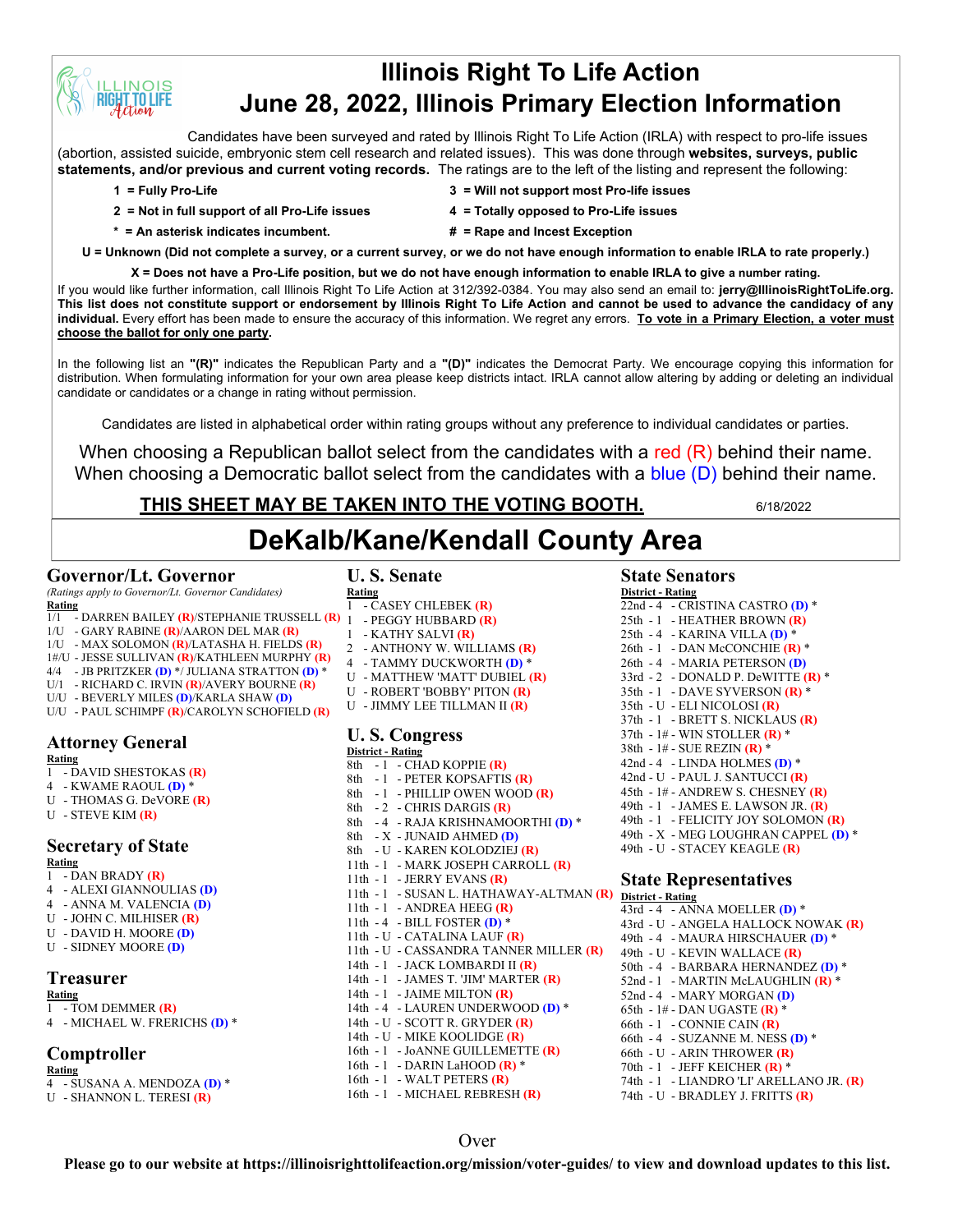# Illinois Right To Life Action
# June 28, 2022, Illinois Primary Election Information

Candidates have been surveyed and rated by Illinois Right To Life Action (IRLA) with respect to pro-life issues (abortion, assisted suicide, embryonic stem cell research and related issues). This was done through **websites, surveys, public statements, and/or previous and current voting records.** The ratings are to the left of the listing and represent the following:

**1 = Fully Pro-Life**

**2 = Not in full support of all Pro-Life issues**

**\* = An asterisk indicates incumbent.**

**3 = Will not support most Pro-life issues**

**4 = Totally opposed to Pro-Life issues**

**# = Rape and Incest Exception**

**U = Unknown (Did not complete a survey, or a current survey, or we do not have enough information to enable IRLA to rate properly.)**

**X = Does not have a Pro-Life position, but we do not have enough information to enable IRLA to give a number rating.**

If you would like further information, call Illinois Right To Life Action at 312/392-0384. You may also send an email to: **jerry@IllinoisRightToLife.org. This list does not constitute support or endorsement by Illinois Right To Life Action and cannot be used to advance the candidacy of any individual.** Every effort has been made to ensure the accuracy of this information. We regret any errors. **To vote in a Primary Election, a voter must choose the ballot for only one party.**

In the following list an **"(R)"** indicates the Republican Party and a **"(D)"** indicates the Democrat Party. We encourage copying this information for distribution. When formulating information for your own area please keep districts intact. IRLA cannot allow altering by adding or deleting an individual candidate or candidates or a change in rating without permission.

Candidates are listed in alphabetical order within rating groups without any preference to individual candidates or parties.

When choosing a Republican ballot select from the candidates with a red (R) behind their name.
When choosing a Democratic ballot select from the candidates with a blue (D) behind their name.

**THIS SHEET MAY BE TAKEN INTO THE VOTING BOOTH.** 6/18/2022

## DeKalb/Kane/Kendall County Area

### Governor/Lt. Governor

*(Ratings apply to Governor/Lt. Governor Candidates)*

**Rating**

1/1 - DARREN BAILEY (R)/STEPHANIE TRUSSELL (R)
1/U - GARY RABINE (R)/AARON DEL MAR (R)
1/U - MAX SOLOMON (R)/LATASHA H. FIELDS (R)
1#/U - JESSE SULLIVAN (R)/KATHLEEN MURPHY (R)
4/4 - JB PRITZKER (D) \*/ JULIANA STRATTON (D) \*
U/1 - RICHARD C. IRVIN (R)/AVERY BOURNE (R)
U/U - BEVERLY MILES (D)/KARLA SHAW (D)
U/U - PAUL SCHIMPF (R)/CAROLYN SCHOFIELD (R)

### Attorney General

**Rating**

1 - DAVID SHESTOKAS (R)
4 - KWAME RAOUL (D) \*
U - THOMAS G. DeVORE (R)
U - STEVE KIM (R)

### Secretary of State

**Rating**

1 - DAN BRADY (R)
4 - ALEXI GIANNOULIAS (D)
4 - ANNA M. VALENCIA (D)
U - JOHN C. MILHISER (R)
U - DAVID H. MOORE (D)
U - SIDNEY MOORE (D)

### Treasurer

**Rating**

1 - TOM DEMMER (R)
4 - MICHAEL W. FRERICHS (D) \*

### Comptroller

**Rating**

4 - SUSANA A. MENDOZA (D) \*
U - SHANNON L. TERESI (R)

### U. S. Senate

**Rating**

1 - CASEY CHLEBEK (R)
1 - PEGGY HUBBARD (R)
1 - KATHY SALVI (R)
2 - ANTHONY W. WILLIAMS (R)
4 - TAMMY DUCKWORTH (D) \*
U - MATTHEW 'MATT' DUBIEL (R)
U - ROBERT 'BOBBY' PITON (R)
U - JIMMY LEE TILLMAN II (R)

### U. S. Congress

**District - Rating**

8th - 1 - CHAD KOPPIE (R)
8th - 1 - PETER KOPSAFTIS (R)
8th - 1 - PHILLIP OWEN WOOD (R)
8th - 2 - CHRIS DARGIS (R)
8th - 4 - RAJA KRISHNAMOORTHI (D) \*
8th - X - JUNAID AHMED (D)
8th - U - KAREN KOLODZIEJ (R)
11th - 1 - MARK JOSEPH CARROLL (R)
11th - 1 - JERRY EVANS (R)
11th - 1 - SUSAN L. HATHAWAY-ALTMAN (R)
11th - 1 - ANDREA HEEG (R)
11th - 4 - BILL FOSTER (D) \*
11th - U - CATALINA LAUF (R)
11th - U - CASSANDRA TANNER MILLER (R)
14th - 1 - JACK LOMBARDI II (R)
14th - 1 - JAMES T. 'JIM' MARTER (R)
14th - 1 - JAIME MILTON (R)
14th - 4 - LAUREN UNDERWOOD (D) \*
14th - U - SCOTT R. GRYDER (R)
14th - U - MIKE KOOLIDGE (R)
16th - 1 - JoANNE GUILLEMETTE (R)
16th - 1 - DARIN LaHOOD (R) \*
16th - 1 - WALT PETERS (R)
16th - 1 - MICHAEL REBRESH (R)

### State Senators

**District - Rating**

22nd - 4 - CRISTINA CASTRO (D) \*
25th - 1 - HEATHER BROWN (R)
25th - 4 - KARINA VILLA (D) \*
26th - 1 - DAN McCONCHIE (R) \*
26th - 4 - MARIA PETERSON (D)
33rd - 2 - DONALD P. DeWITTE (R) \*
35th - 1 - DAVE SYVERSON (R) \*
35th - U - ELI NICOLOSI (R)
37th - 1 - BRETT S. NICKLAUS (R)
37th - 1# - WIN STOLLER (R) \*
38th - 1# - SUE REZIN (R) \*
42nd - 4 - LINDA HOLMES (D) \*
42nd - U - PAUL J. SANTUCCI (R)
45th - 1# - ANDREW S. CHESNEY (R)
49th - 1 - JAMES E. LAWSON JR. (R)
49th - 1 - FELICITY JOY SOLOMON (R)
49th - X - MEG LOUGHRAN CAPPEL (D) \*
49th - U - STACEY KEAGLE (R)

### State Representatives

**District - Rating**

43rd - 4 - ANNA MOELLER (D) \*
43rd - U - ANGELA HALLOCK NOWAK (R)
49th - 4 - MAURA HIRSCHAUER (D) \*
49th - U - KEVIN WALLACE (R)
50th - 4 - BARBARA HERNANDEZ (D) \*
52nd - 1 - MARTIN McLAUGHLIN (R) \*
52nd - 4 - MARY MORGAN (D)
65th - 1# - DAN UGASTE (R) \*
66th - 1 - CONNIE CAIN (R)
66th - 4 - SUZANNE M. NESS (D) \*
66th - U - ARIN THROWER (R)
70th - 1 - JEFF KEICHER (R) \*
74th - 1 - LIANDRO 'LI' ARELLANO JR. (R)
74th - U - BRADLEY J. FRITTS (R)

Over

**Please go to our website at https://illinoisrighttolifeaction.org/mission/voter-guides/ to view and download updates to this list.**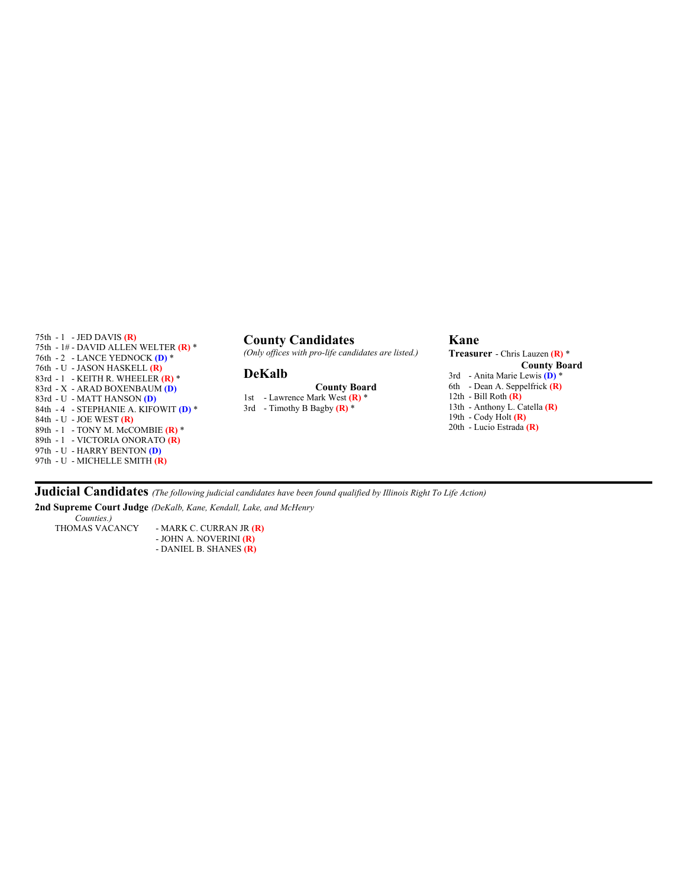75th - 1 - JED DAVIS **(R)**
75th - 1# - DAVID ALLEN WELTER **(R)** *
76th - 2 - LANCE YEDNOCK **(D)** *
76th - U - JASON HASKELL **(R)**
83rd - 1 - KEITH R. WHEELER **(R)** *
83rd - X - ARAD BOXENBAUM **(D)**
83rd - U - MATT HANSON **(D)**
84th - 4 - STEPHANIE A. KIFOWIT **(D)** *
84th - U - JOE WEST **(R)**
89th - 1 - TONY M. McCOMBIE **(R)** *
89th - 1 - VICTORIA ONORATO **(R)**
97th - U - HARRY BENTON **(D)**
97th - U - MICHELLE SMITH **(R)**

## County Candidates

*(Only offices with pro-life candidates are listed.)*

## DeKalb

**County Board**

1st - Lawrence Mark West **(R)** *
3rd - Timothy B Bagby **(R)** *

## Kane

**Treasurer** - Chris Lauzen **(R)** *

**County Board**

3rd - Anita Marie Lewis **(D)** *
6th - Dean A. Seppelfrick **(R)**
12th - Bill Roth **(R)**
13th - Anthony L. Catella **(R)**
19th - Cody Holt **(R)**
20th - Lucio Estrada **(R)**

## Judicial Candidates *(The following judicial candidates have been found qualified by Illinois Right To Life Action)*

**2nd Supreme Court Judge** *(DeKalb, Kane, Kendall, Lake, and McHenry Counties.)*

THOMAS VACANCY
- MARK C. CURRAN JR **(R)**
- JOHN A. NOVERINI **(R)**
- DANIEL B. SHANES **(R)**